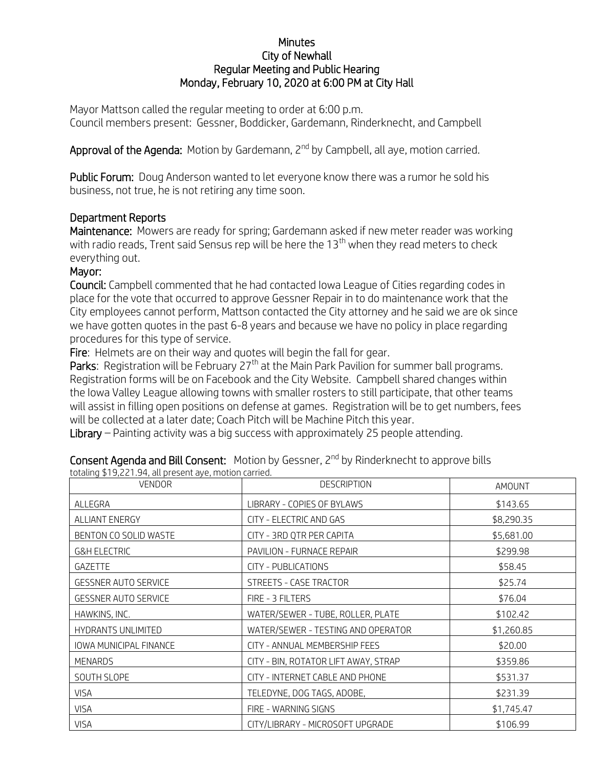# Minutes
## City of Newhall
## Regular Meeting and Public Hearing
## Monday, February 10, 2020 at 6:00 PM at City Hall

Mayor Mattson called the regular meeting to order at 6:00 p.m.
Council members present: Gessner, Boddicker, Gardemann, Rinderknecht, and Campbell

**Approval of the Agenda:** Motion by Gardemann, 2nd by Campbell, all aye, motion carried.

**Public Forum:** Doug Anderson wanted to let everyone know there was a rumor he sold his business, not true, he is not retiring any time soon.

**Department Reports**

**Maintenance:** Mowers are ready for spring; Gardemann asked if new meter reader was working with radio reads, Trent said Sensus rep will be here the 13th when they read meters to check everything out.

**Mayor:**

**Council:** Campbell commented that he had contacted Iowa League of Cities regarding codes in place for the vote that occurred to approve Gessner Repair in to do maintenance work that the City employees cannot perform, Mattson contacted the City attorney and he said we are ok since we have gotten quotes in the past 6-8 years and because we have no policy in place regarding procedures for this type of service.

**Fire**: Helmets are on their way and quotes will begin the fall for gear.

**Parks**: Registration will be February 27th at the Main Park Pavilion for summer ball programs. Registration forms will be on Facebook and the City Website. Campbell shared changes within the Iowa Valley League allowing towns with smaller rosters to still participate, that other teams will assist in filling open positions on defense at games. Registration will be to get numbers, fees will be collected at a later date; Coach Pitch will be Machine Pitch this year.

**Library** – Painting activity was a big success with approximately 25 people attending.

**Consent Agenda and Bill Consent:** Motion by Gessner, 2nd by Rinderknecht to approve bills totaling $19,221.94, all present aye, motion carried.

| VENDOR | DESCRIPTION | AMOUNT |
| --- | --- | --- |
| ALLEGRA | LIBRARY - COPIES OF BYLAWS | $143.65 |
| ALLIANT ENERGY | CITY - ELECTRIC AND GAS | $8,290.35 |
| BENTON CO SOLID WASTE | CITY - 3RD QTR PER CAPITA | $5,681.00 |
| G&H ELECTRIC | PAVILION - FURNACE REPAIR | $299.98 |
| GAZETTE | CITY - PUBLICATIONS | $58.45 |
| GESSNER AUTO SERVICE | STREETS - CASE TRACTOR | $25.74 |
| GESSNER AUTO SERVICE | FIRE - 3 FILTERS | $76.04 |
| HAWKINS, INC. | WATER/SEWER - TUBE, ROLLER, PLATE | $102.42 |
| HYDRANTS UNLIMITED | WATER/SEWER - TESTING AND OPERATOR | $1,260.85 |
| IOWA MUNICIPAL FINANCE | CITY - ANNUAL MEMBERSHIP FEES | $20.00 |
| MENARDS | CITY - BIN, ROTATOR LIFT AWAY, STRAP | $359.86 |
| SOUTH SLOPE | CITY - INTERNET CABLE AND PHONE | $531.37 |
| VISA | TELEDYNE, DOG TAGS, ADOBE, | $231.39 |
| VISA | FIRE - WARNING SIGNS | $1,745.47 |
| VISA | CITY/LIBRARY - MICROSOFT UPGRADE | $106.99 |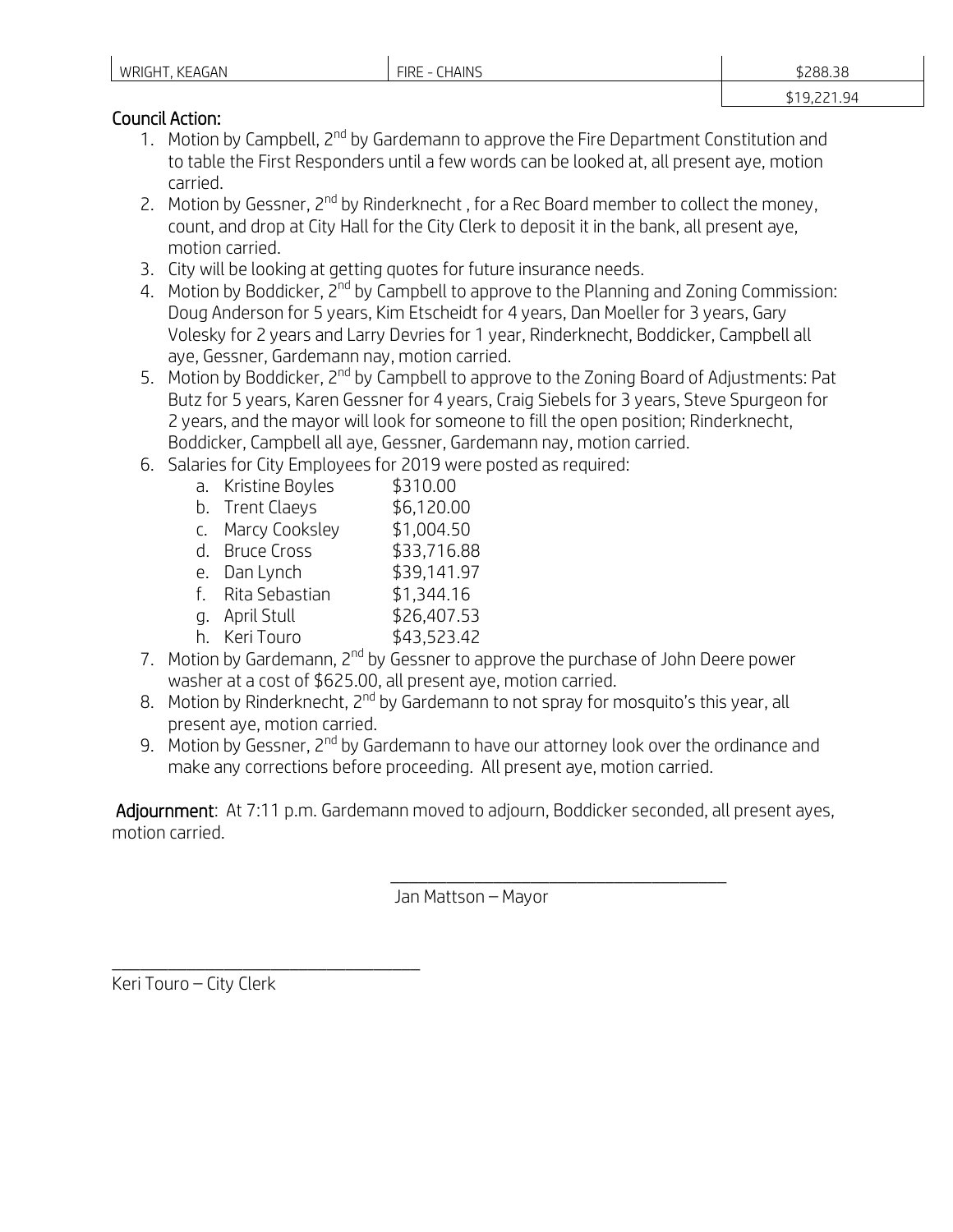| | | |
|---|---|---|
| WRIGHT, KEAGAN | FIRE - CHAINS | \$288.38 |
| | | \$19,221.94 |

**Council Action:**

1. Motion by Campbell, 2nd by Gardemann to approve the Fire Department Constitution and to table the First Responders until a few words can be looked at, all present aye, motion carried.
2. Motion by Gessner, 2nd by Rinderknecht , for a Rec Board member to collect the money, count, and drop at City Hall for the City Clerk to deposit it in the bank, all present aye, motion carried.
3. City will be looking at getting quotes for future insurance needs.
4. Motion by Boddicker, 2nd by Campbell to approve to the Planning and Zoning Commission: Doug Anderson for 5 years, Kim Etscheidt for 4 years, Dan Moeller for 3 years, Gary Volesky for 2 years and Larry Devries for 1 year, Rinderknecht, Boddicker, Campbell all aye, Gessner, Gardemann nay, motion carried.
5. Motion by Boddicker, 2nd by Campbell to approve to the Zoning Board of Adjustments: Pat Butz for 5 years, Karen Gessner for 4 years, Craig Siebels for 3 years, Steve Spurgeon for 2 years, and the mayor will look for someone to fill the open position; Rinderknecht, Boddicker, Campbell all aye, Gessner, Gardemann nay, motion carried.
6. Salaries for City Employees for 2019 were posted as required:
   a. Kristine Boyles \$310.00
   b. Trent Claeys \$6,120.00
   c. Marcy Cooksley \$1,004.50
   d. Bruce Cross \$33,716.88
   e. Dan Lynch \$39,141.97
   f. Rita Sebastian \$1,344.16
   g. April Stull \$26,407.53
   h. Keri Touro \$43,523.42
7. Motion by Gardemann, 2nd by Gessner to approve the purchase of John Deere power washer at a cost of \$625.00, all present aye, motion carried.
8. Motion by Rinderknecht, 2nd by Gardemann to not spray for mosquito's this year, all present aye, motion carried.
9. Motion by Gessner, 2nd by Gardemann to have our attorney look over the ordinance and make any corrections before proceeding. All present aye, motion carried.

**Adjournment**: At 7:11 p.m. Gardemann moved to adjourn, Boddicker seconded, all present ayes, motion carried.

\_\_\_\_\_\_\_\_\_\_\_\_\_\_\_\_\_\_\_\_\_\_\_\_\_\_\_\_\_\_\_\_\_\_\_\_\_\_\_\_

Jan Mattson – Mayor

\_\_\_\_\_\_\_\_\_\_\_\_\_\_\_\_\_\_\_\_\_\_\_\_\_\_\_\_\_\_\_\_\_\_\_\_\_\_\_\_

Keri Touro – City Clerk